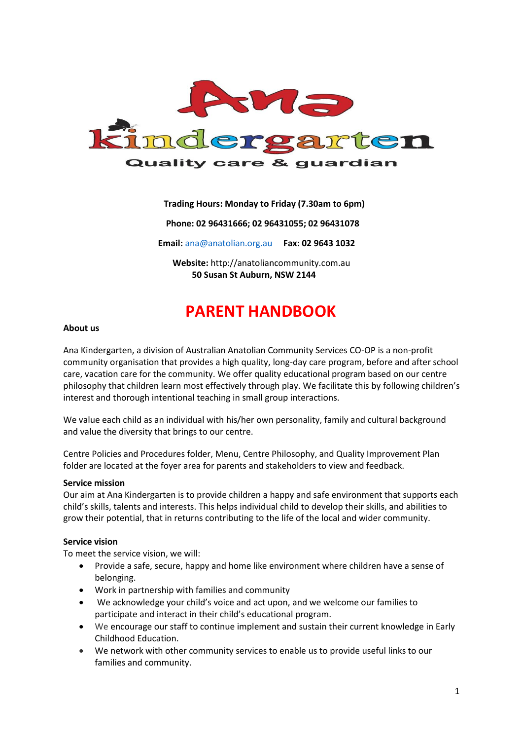**Ana kindergarten**

**Quality care & guardian**

**Trading Hours: Monday to Friday (7.30am to 6pm)**

**Phone: 02 96431666; 02 96431055; 02 96431078**

**Email:** ana@anatolian.org.au **Fax: 02 9643 1032**

**Website:** http://anatoliancommunity.com.au
**50 Susan St Auburn, NSW 2144**

# PARENT HANDBOOK

**About us**

Ana Kindergarten, a division of Australian Anatolian Community Services CO-OP is a non-profit community organisation that provides a high quality, long-day care program, before and after school care, vacation care for the community. We offer quality educational program based on our centre philosophy that children learn most effectively through play. We facilitate this by following children's interest and thorough intentional teaching in small group interactions.

We value each child as an individual with his/her own personality, family and cultural background and value the diversity that brings to our centre.

Centre Policies and Procedures folder, Menu, Centre Philosophy, and Quality Improvement Plan folder are located at the foyer area for parents and stakeholders to view and feedback.

**Service mission**
Our aim at Ana Kindergarten is to provide children a happy and safe environment that supports each child's skills, talents and interests. This helps individual child to develop their skills, and abilities to grow their potential, that in returns contributing to the life of the local and wider community.

**Service vision**
To meet the service vision, we will:

- Provide a safe, secure, happy and home like environment where children have a sense of belonging.
- Work in partnership with families and community
- We acknowledge your child's voice and act upon, and we welcome our families to participate and interact in their child's educational program.
- We encourage our staff to continue implement and sustain their current knowledge in Early Childhood Education.
- We network with other community services to enable us to provide useful links to our families and community.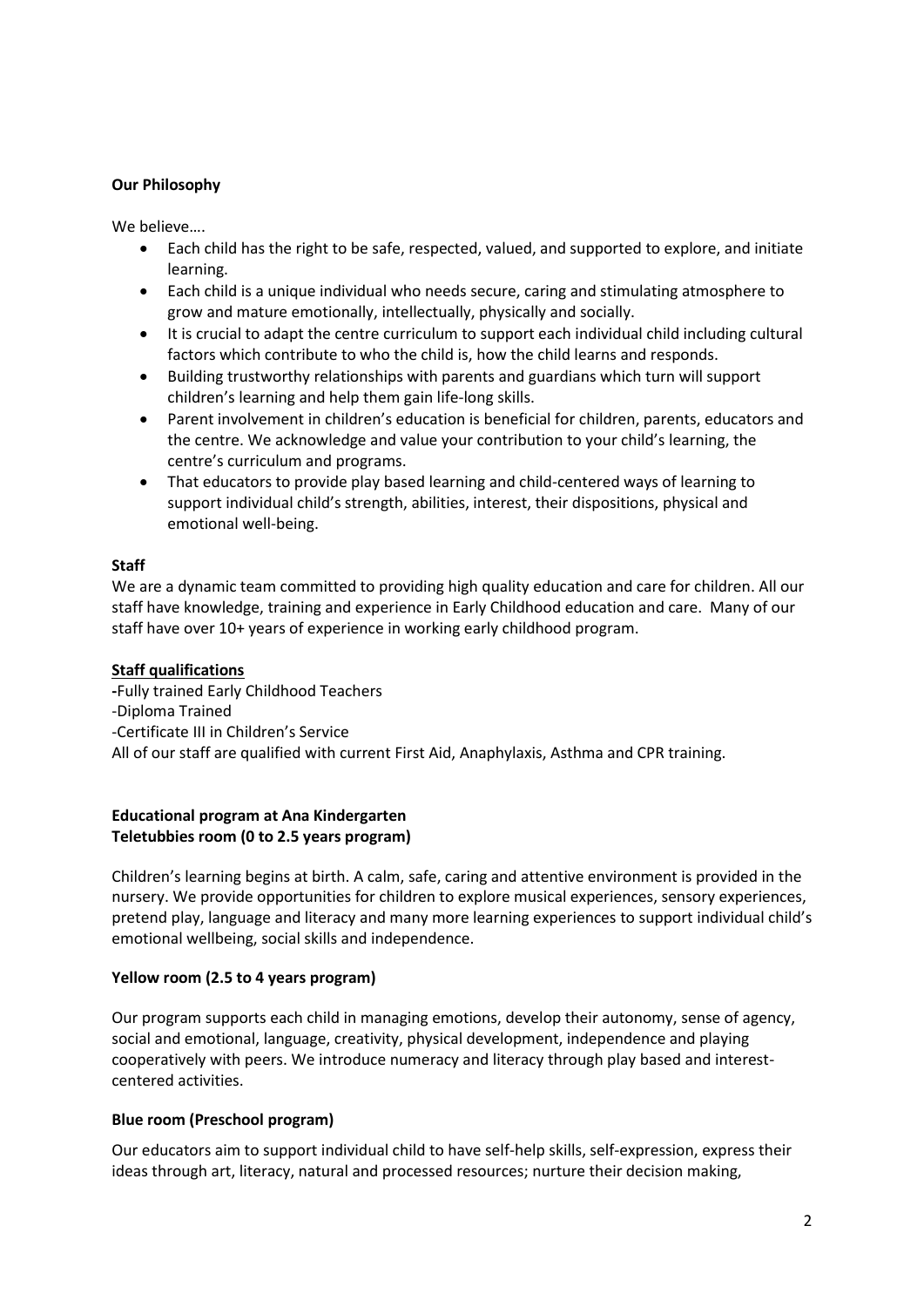**Our Philosophy**

We believe….

- Each child has the right to be safe, respected, valued, and supported to explore, and initiate learning.
- Each child is a unique individual who needs secure, caring and stimulating atmosphere to grow and mature emotionally, intellectually, physically and socially.
- It is crucial to adapt the centre curriculum to support each individual child including cultural factors which contribute to who the child is, how the child learns and responds.
- Building trustworthy relationships with parents and guardians which turn will support children's learning and help them gain life-long skills.
- Parent involvement in children's education is beneficial for children, parents, educators and the centre. We acknowledge and value your contribution to your child's learning, the centre's curriculum and programs.
- That educators to provide play based learning and child-centered ways of learning to support individual child's strength, abilities, interest, their dispositions, physical and emotional well-being.

**Staff**

We are a dynamic team committed to providing high quality education and care for children. All our staff have knowledge, training and experience in Early Childhood education and care. Many of our staff have over 10+ years of experience in working early childhood program.

**<u>Staff qualifications</u>**

-Fully trained Early Childhood Teachers
-Diploma Trained
-Certificate III in Children's Service
All of our staff are qualified with current First Aid, Anaphylaxis, Asthma and CPR training.

**Educational program at Ana Kindergarten**
**Teletubbies room (0 to 2.5 years program)**

Children's learning begins at birth. A calm, safe, caring and attentive environment is provided in the nursery. We provide opportunities for children to explore musical experiences, sensory experiences, pretend play, language and literacy and many more learning experiences to support individual child's emotional wellbeing, social skills and independence.

**Yellow room (2.5 to 4 years program)**

Our program supports each child in managing emotions, develop their autonomy, sense of agency, social and emotional, language, creativity, physical development, independence and playing cooperatively with peers. We introduce numeracy and literacy through play based and interest-centered activities.

**Blue room (Preschool program)**

Our educators aim to support individual child to have self-help skills, self-expression, express their ideas through art, literacy, natural and processed resources; nurture their decision making,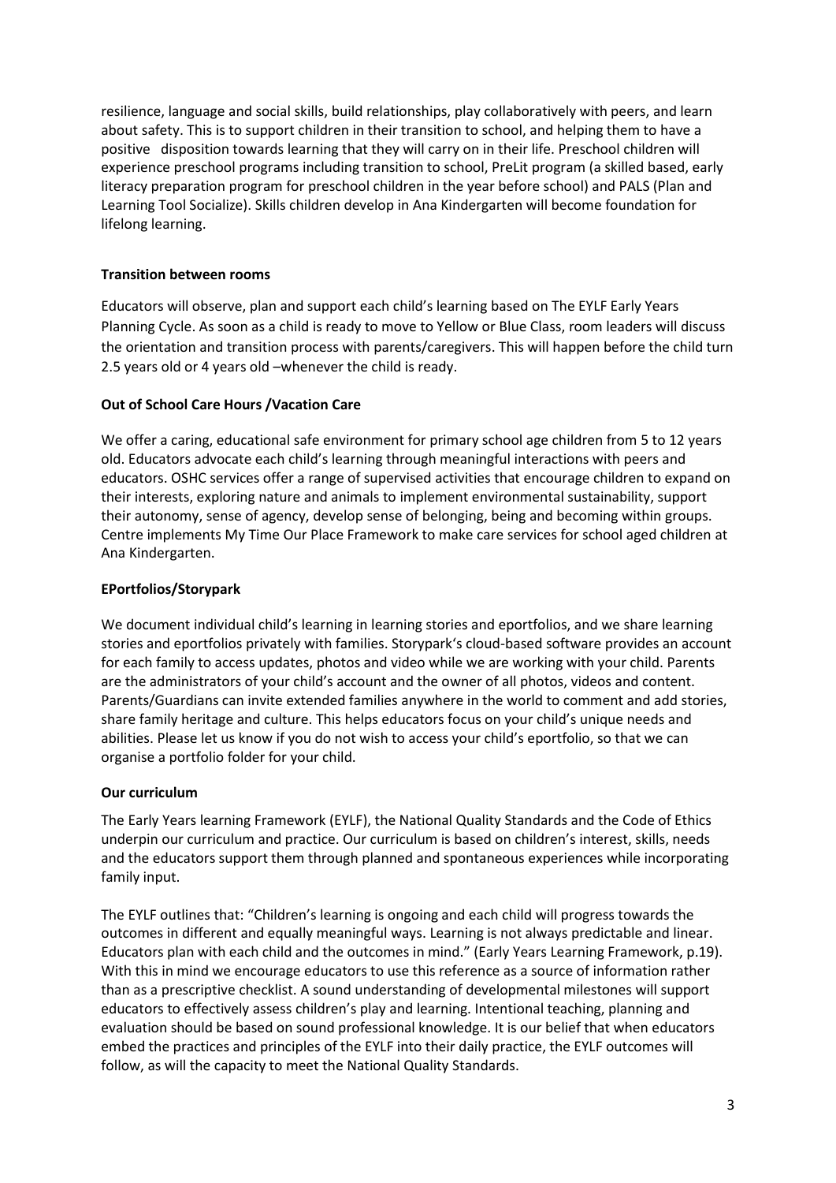resilience, language and social skills, build relationships, play collaboratively with peers, and learn about safety. This is to support children in their transition to school, and helping them to have a positive disposition towards learning that they will carry on in their life. Preschool children will experience preschool programs including transition to school, PreLit program (a skilled based, early literacy preparation program for preschool children in the year before school) and PALS (Plan and Learning Tool Socialize). Skills children develop in Ana Kindergarten will become foundation for lifelong learning.

**Transition between rooms**

Educators will observe, plan and support each child's learning based on The EYLF Early Years Planning Cycle. As soon as a child is ready to move to Yellow or Blue Class, room leaders will discuss the orientation and transition process with parents/caregivers. This will happen before the child turn 2.5 years old or 4 years old –whenever the child is ready.

**Out of School Care Hours /Vacation Care**

We offer a caring, educational safe environment for primary school age children from 5 to 12 years old. Educators advocate each child's learning through meaningful interactions with peers and educators. OSHC services offer a range of supervised activities that encourage children to expand on their interests, exploring nature and animals to implement environmental sustainability, support their autonomy, sense of agency, develop sense of belonging, being and becoming within groups. Centre implements My Time Our Place Framework to make care services for school aged children at Ana Kindergarten.

**EPortfolios/Storypark**

We document individual child's learning in learning stories and eportfolios, and we share learning stories and eportfolios privately with families. Storypark's cloud-based software provides an account for each family to access updates, photos and video while we are working with your child. Parents are the administrators of your child's account and the owner of all photos, videos and content. Parents/Guardians can invite extended families anywhere in the world to comment and add stories, share family heritage and culture. This helps educators focus on your child's unique needs and abilities. Please let us know if you do not wish to access your child's eportfolio, so that we can organise a portfolio folder for your child.

**Our curriculum**

The Early Years learning Framework (EYLF), the National Quality Standards and the Code of Ethics underpin our curriculum and practice. Our curriculum is based on children's interest, skills, needs and the educators support them through planned and spontaneous experiences while incorporating family input.

The EYLF outlines that: "Children's learning is ongoing and each child will progress towards the outcomes in different and equally meaningful ways. Learning is not always predictable and linear. Educators plan with each child and the outcomes in mind." (Early Years Learning Framework, p.19). With this in mind we encourage educators to use this reference as a source of information rather than as a prescriptive checklist. A sound understanding of developmental milestones will support educators to effectively assess children's play and learning. Intentional teaching, planning and evaluation should be based on sound professional knowledge. It is our belief that when educators embed the practices and principles of the EYLF into their daily practice, the EYLF outcomes will follow, as will the capacity to meet the National Quality Standards.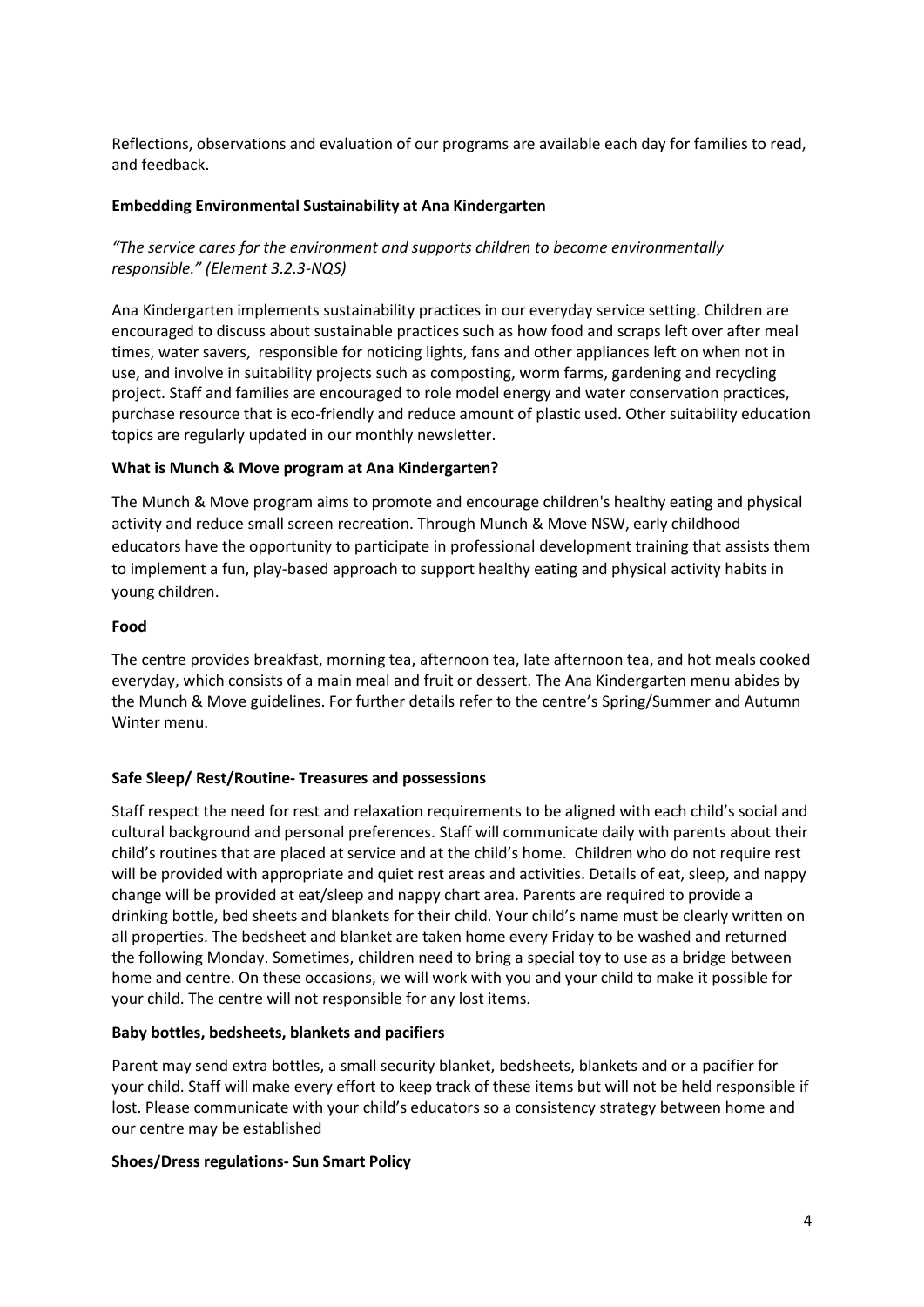Reflections, observations and evaluation of our programs are available each day for families to read, and feedback.

**Embedding Environmental Sustainability at Ana Kindergarten**

*"The service cares for the environment and supports children to become environmentally responsible." (Element 3.2.3-NQS)*

Ana Kindergarten implements sustainability practices in our everyday service setting. Children are encouraged to discuss about sustainable practices such as how food and scraps left over after meal times, water savers, responsible for noticing lights, fans and other appliances left on when not in use, and involve in suitability projects such as composting, worm farms, gardening and recycling project. Staff and families are encouraged to role model energy and water conservation practices, purchase resource that is eco-friendly and reduce amount of plastic used. Other suitability education topics are regularly updated in our monthly newsletter.

**What is Munch & Move program at Ana Kindergarten?**

The Munch & Move program aims to promote and encourage children's healthy eating and physical activity and reduce small screen recreation. Through Munch & Move NSW, early childhood educators have the opportunity to participate in professional development training that assists them to implement a fun, play-based approach to support healthy eating and physical activity habits in young children.

**Food**

The centre provides breakfast, morning tea, afternoon tea, late afternoon tea, and hot meals cooked everyday, which consists of a main meal and fruit or dessert. The Ana Kindergarten menu abides by the Munch & Move guidelines. For further details refer to the centre's Spring/Summer and Autumn Winter menu.

**Safe Sleep/ Rest/Routine- Treasures and possessions**

Staff respect the need for rest and relaxation requirements to be aligned with each child's social and cultural background and personal preferences. Staff will communicate daily with parents about their child's routines that are placed at service and at the child's home. Children who do not require rest will be provided with appropriate and quiet rest areas and activities. Details of eat, sleep, and nappy change will be provided at eat/sleep and nappy chart area. Parents are required to provide a drinking bottle, bed sheets and blankets for their child. Your child's name must be clearly written on all properties. The bedsheet and blanket are taken home every Friday to be washed and returned the following Monday. Sometimes, children need to bring a special toy to use as a bridge between home and centre. On these occasions, we will work with you and your child to make it possible for your child. The centre will not responsible for any lost items.

**Baby bottles, bedsheets, blankets and pacifiers**

Parent may send extra bottles, a small security blanket, bedsheets, blankets and or a pacifier for your child. Staff will make every effort to keep track of these items but will not be held responsible if lost. Please communicate with your child's educators so a consistency strategy between home and our centre may be established

**Shoes/Dress regulations- Sun Smart Policy**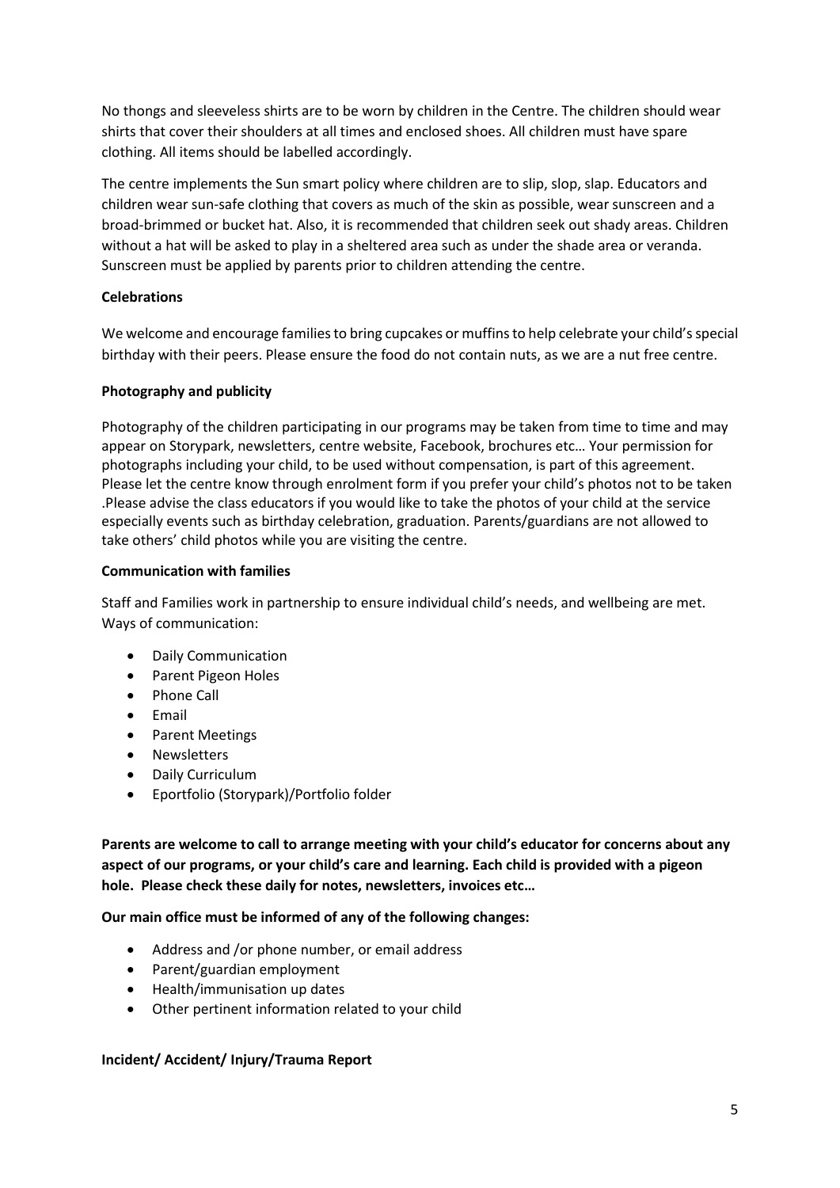No thongs and sleeveless shirts are to be worn by children in the Centre. The children should wear shirts that cover their shoulders at all times and enclosed shoes. All children must have spare clothing. All items should be labelled accordingly.

The centre implements the Sun smart policy where children are to slip, slop, slap. Educators and children wear sun-safe clothing that covers as much of the skin as possible, wear sunscreen and a broad-brimmed or bucket hat. Also, it is recommended that children seek out shady areas. Children without a hat will be asked to play in a sheltered area such as under the shade area or veranda. Sunscreen must be applied by parents prior to children attending the centre.

**Celebrations**

We welcome and encourage families to bring cupcakes or muffins to help celebrate your child's special birthday with their peers. Please ensure the food do not contain nuts, as we are a nut free centre.

**Photography and publicity**

Photography of the children participating in our programs may be taken from time to time and may appear on Storypark, newsletters, centre website, Facebook, brochures etc… Your permission for photographs including your child, to be used without compensation, is part of this agreement. Please let the centre know through enrolment form if you prefer your child's photos not to be taken .Please advise the class educators if you would like to take the photos of your child at the service especially events such as birthday celebration, graduation. Parents/guardians are not allowed to take others' child photos while you are visiting the centre.

**Communication with families**

Staff and Families work in partnership to ensure individual child's needs, and wellbeing are met. Ways of communication:

- Daily Communication
- Parent Pigeon Holes
- Phone Call
- Email
- Parent Meetings
- Newsletters
- Daily Curriculum
- Eportfolio (Storypark)/Portfolio folder

**Parents are welcome to call to arrange meeting with your child's educator for concerns about any aspect of our programs, or your child's care and learning. Each child is provided with a pigeon hole. Please check these daily for notes, newsletters, invoices etc…**

**Our main office must be informed of any of the following changes:**

- Address and /or phone number, or email address
- Parent/guardian employment
- Health/immunisation up dates
- Other pertinent information related to your child

**Incident/ Accident/ Injury/Trauma Report**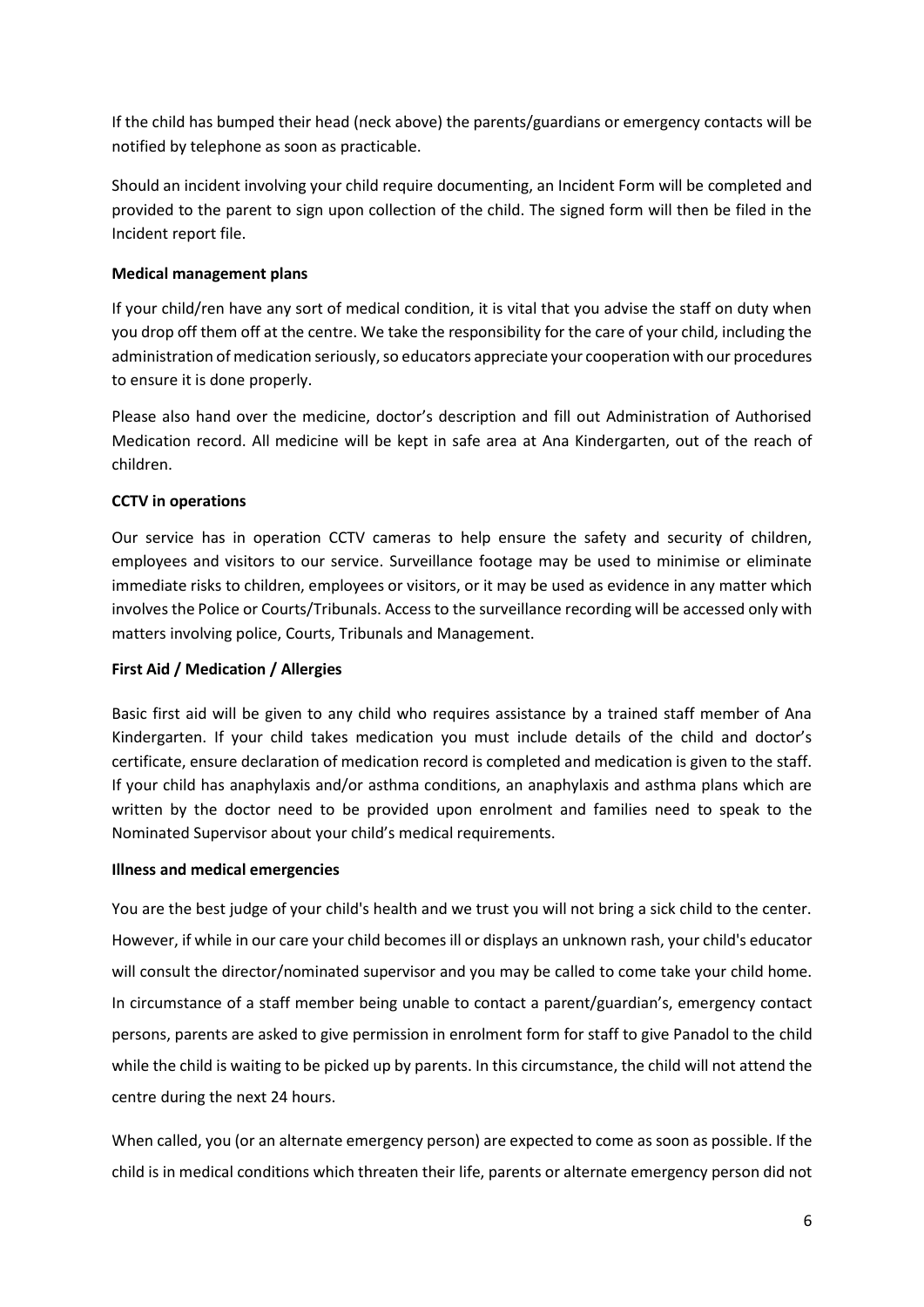If the child has bumped their head (neck above) the parents/guardians or emergency contacts will be notified by telephone as soon as practicable.

Should an incident involving your child require documenting, an Incident Form will be completed and provided to the parent to sign upon collection of the child. The signed form will then be filed in the Incident report file.

**Medical management plans**

If your child/ren have any sort of medical condition, it is vital that you advise the staff on duty when you drop off them off at the centre. We take the responsibility for the care of your child, including the administration of medication seriously, so educators appreciate your cooperation with our procedures to ensure it is done properly.

Please also hand over the medicine, doctor's description and fill out Administration of Authorised Medication record. All medicine will be kept in safe area at Ana Kindergarten, out of the reach of children.

**CCTV in operations**

Our service has in operation CCTV cameras to help ensure the safety and security of children, employees and visitors to our service. Surveillance footage may be used to minimise or eliminate immediate risks to children, employees or visitors, or it may be used as evidence in any matter which involves the Police or Courts/Tribunals. Access to the surveillance recording will be accessed only with matters involving police, Courts, Tribunals and Management.

**First Aid / Medication / Allergies**

Basic first aid will be given to any child who requires assistance by a trained staff member of Ana Kindergarten. If your child takes medication you must include details of the child and doctor's certificate, ensure declaration of medication record is completed and medication is given to the staff. If your child has anaphylaxis and/or asthma conditions, an anaphylaxis and asthma plans which are written by the doctor need to be provided upon enrolment and families need to speak to the Nominated Supervisor about your child's medical requirements.

**Illness and medical emergencies**

You are the best judge of your child's health and we trust you will not bring a sick child to the center. However, if while in our care your child becomes ill or displays an unknown rash, your child's educator will consult the director/nominated supervisor and you may be called to come take your child home. In circumstance of a staff member being unable to contact a parent/guardian's, emergency contact persons, parents are asked to give permission in enrolment form for staff to give Panadol to the child while the child is waiting to be picked up by parents. In this circumstance, the child will not attend the centre during the next 24 hours.

When called, you (or an alternate emergency person) are expected to come as soon as possible. If the child is in medical conditions which threaten their life, parents or alternate emergency person did not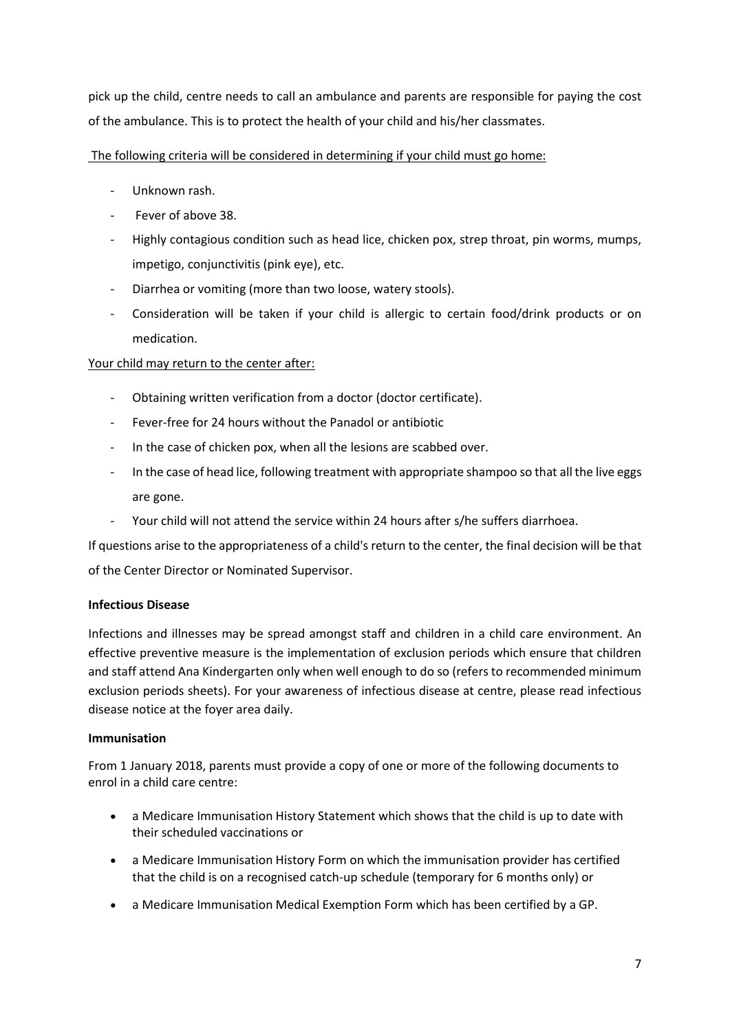pick up the child, centre needs to call an ambulance and parents are responsible for paying the cost of the ambulance. This is to protect the health of your child and his/her classmates.

The following criteria will be considered in determining if your child must go home:

- Unknown rash.
- Fever of above 38.
- Highly contagious condition such as head lice, chicken pox, strep throat, pin worms, mumps, impetigo, conjunctivitis (pink eye), etc.
- Diarrhea or vomiting (more than two loose, watery stools).
- Consideration will be taken if your child is allergic to certain food/drink products or on medication.

Your child may return to the center after:

- Obtaining written verification from a doctor (doctor certificate).
- Fever-free for 24 hours without the Panadol or antibiotic
- In the case of chicken pox, when all the lesions are scabbed over.
- In the case of head lice, following treatment with appropriate shampoo so that all the live eggs are gone.
- Your child will not attend the service within 24 hours after s/he suffers diarrhoea.

If questions arise to the appropriateness of a child's return to the center, the final decision will be that of the Center Director or Nominated Supervisor.

**Infectious Disease**

Infections and illnesses may be spread amongst staff and children in a child care environment. An effective preventive measure is the implementation of exclusion periods which ensure that children and staff attend Ana Kindergarten only when well enough to do so (refers to recommended minimum exclusion periods sheets). For your awareness of infectious disease at centre, please read infectious disease notice at the foyer area daily.

**Immunisation**

From 1 January 2018, parents must provide a copy of one or more of the following documents to enrol in a child care centre:

- a Medicare Immunisation History Statement which shows that the child is up to date with their scheduled vaccinations or
- a Medicare Immunisation History Form on which the immunisation provider has certified that the child is on a recognised catch-up schedule (temporary for 6 months only) or
- a Medicare Immunisation Medical Exemption Form which has been certified by a GP.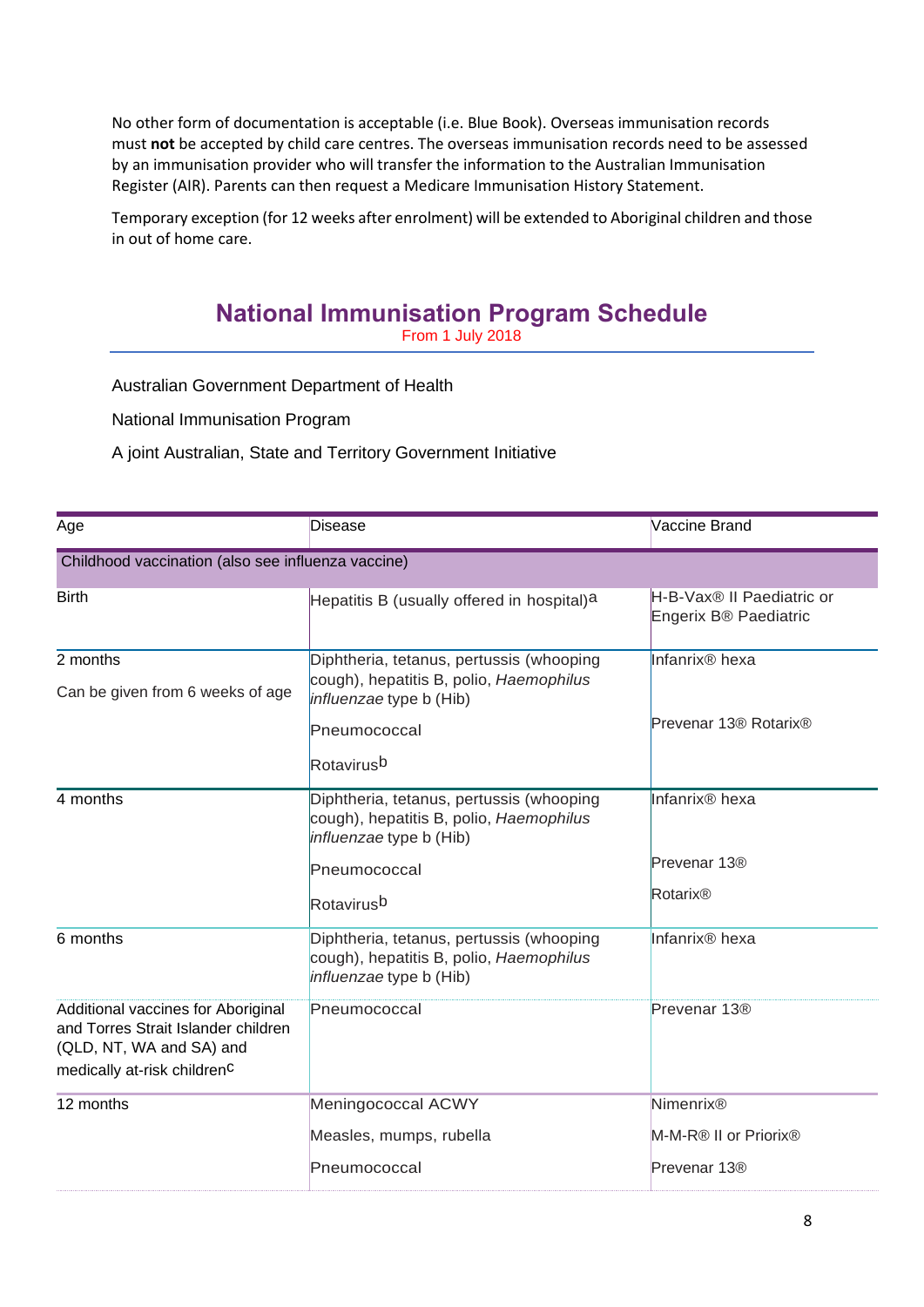No other form of documentation is acceptable (i.e. Blue Book). Overseas immunisation records must **not** be accepted by child care centres. The overseas immunisation records need to be assessed by an immunisation provider who will transfer the information to the Australian Immunisation Register (AIR). Parents can then request a Medicare Immunisation History Statement.

Temporary exception (for 12 weeks after enrolment) will be extended to Aboriginal children and those in out of home care.

## National Immunisation Program Schedule

From 1 July 2018

Australian Government Department of Health

National Immunisation Program

A joint Australian, State and Territory Government Initiative

| Age | Disease | Vaccine Brand |
|---|---|---|
| Childhood vaccination (also see influenza vaccine) | | |
| Birth | Hepatitis B (usually offered in hospital)[a] | H-B-Vax® II Paediatric or Engerix B® Paediatric |
| 2 months<br>Can be given from 6 weeks of age | Diphtheria, tetanus, pertussis (whooping cough), hepatitis B, polio, *Haemophilus influenzae* type b (Hib)<br>Pneumococcal<br>Rotavirus[b] | Infanrix® hexa<br>Prevenar 13® Rotarix® |
| 4 months | Diphtheria, tetanus, pertussis (whooping cough), hepatitis B, polio, *Haemophilus influenzae* type b (Hib)<br>Pneumococcal<br>Rotavirus[b] | Infanrix® hexa<br>Prevenar 13®<br>Rotarix® |
| 6 months | Diphtheria, tetanus, pertussis (whooping cough), hepatitis B, polio, *Haemophilus influenzae* type b (Hib) | Infanrix® hexa |
| Additional vaccines for Aboriginal and Torres Strait Islander children (QLD, NT, WA and SA) and medically at-risk children[c] | Pneumococcal | Prevenar 13® |
| 12 months | Meningococcal ACWY<br>Measles, mumps, rubella<br>Pneumococcal | Nimenrix®<br>M-M-R® II or Priorix®<br>Prevenar 13® |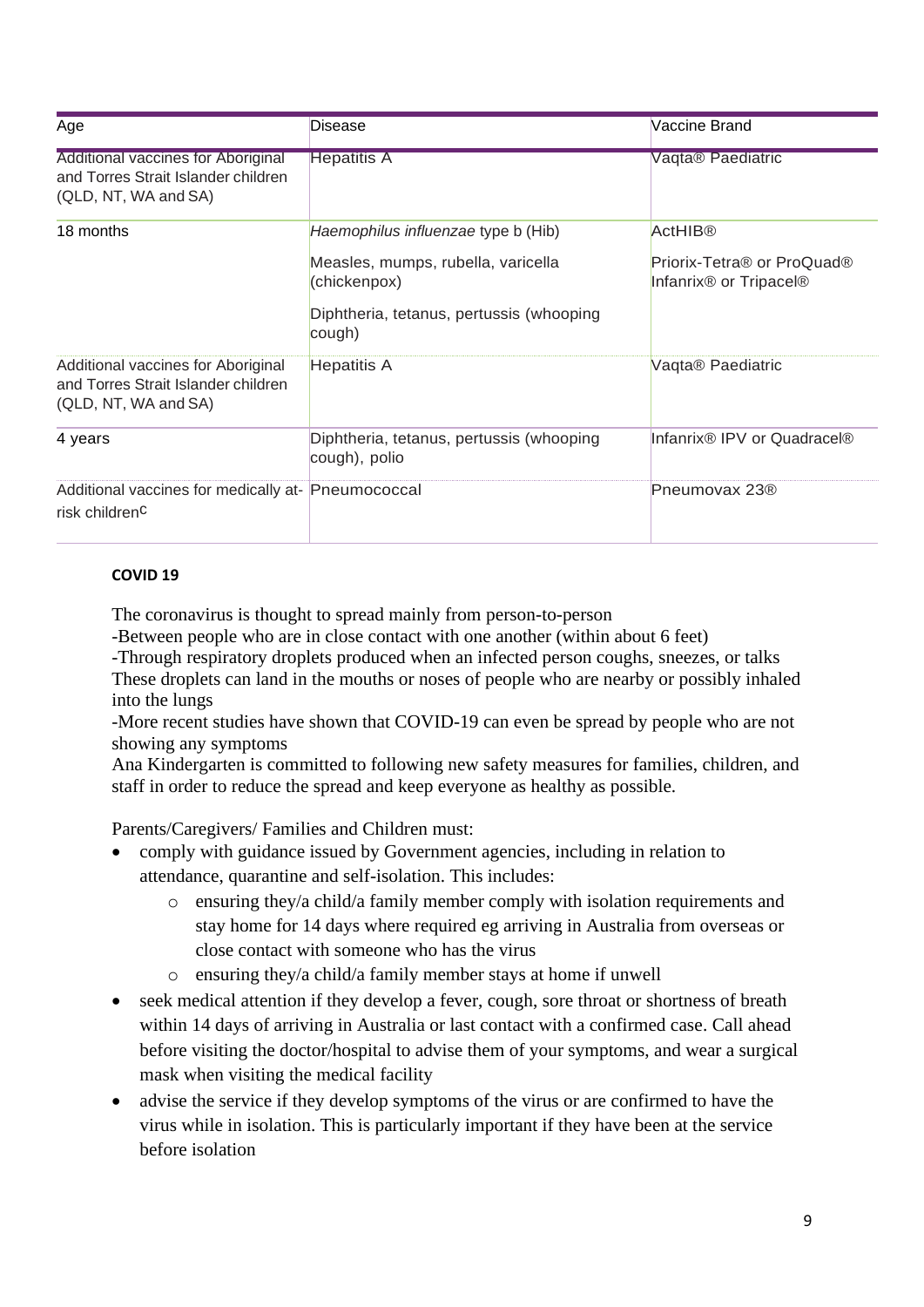| Age | Disease | Vaccine Brand |
| --- | --- | --- |
| Additional vaccines for Aboriginal and Torres Strait Islander children (QLD, NT, WA and SA) | Hepatitis A | Vaqta® Paediatric |
| 18 months | *Haemophilus influenzae* type b (Hib)<br>Measles, mumps, rubella, varicella (chickenpox)<br>Diphtheria, tetanus, pertussis (whooping cough) | ActHIB®<br>Priorix-Tetra® or ProQuad®<br>Infanrix® or Tripacel® |
| Additional vaccines for Aboriginal and Torres Strait Islander children (QLD, NT, WA and SA) | Hepatitis A | Vaqta® Paediatric |
| 4 years | Diphtheria, tetanus, pertussis (whooping cough), polio | Infanrix® IPV or Quadracel® |
| Additional vaccines for medically at-risk children[c] | Pneumococcal | Pneumovax 23® |

**COVID 19**

The coronavirus is thought to spread mainly from person-to-person

-Between people who are in close contact with one another (within about 6 feet)

-Through respiratory droplets produced when an infected person coughs, sneezes, or talks These droplets can land in the mouths or noses of people who are nearby or possibly inhaled into the lungs

-More recent studies have shown that COVID-19 can even be spread by people who are not showing any symptoms

Ana Kindergarten is committed to following new safety measures for families, children, and staff in order to reduce the spread and keep everyone as healthy as possible.

Parents/Caregivers/ Families and Children must:

- comply with guidance issued by Government agencies, including in relation to attendance, quarantine and self-isolation. This includes:
  - ensuring they/a child/a family member comply with isolation requirements and stay home for 14 days where required eg arriving in Australia from overseas or close contact with someone who has the virus
  - ensuring they/a child/a family member stays at home if unwell
- seek medical attention if they develop a fever, cough, sore throat or shortness of breath within 14 days of arriving in Australia or last contact with a confirmed case. Call ahead before visiting the doctor/hospital to advise them of your symptoms, and wear a surgical mask when visiting the medical facility
- advise the service if they develop symptoms of the virus or are confirmed to have the virus while in isolation. This is particularly important if they have been at the service before isolation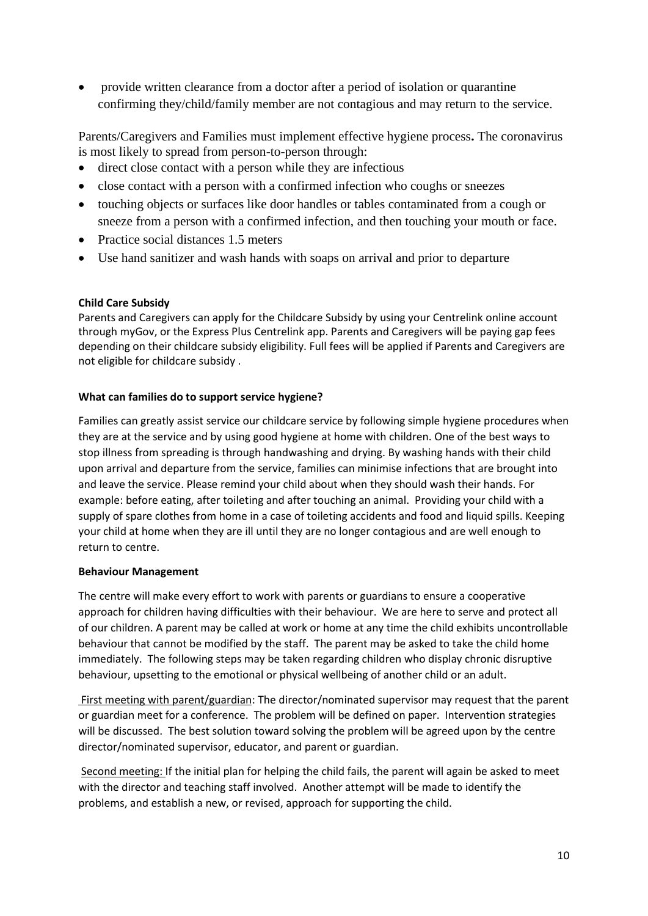- provide written clearance from a doctor after a period of isolation or quarantine confirming they/child/family member are not contagious and may return to the service.

Parents/Caregivers and Families must implement effective hygiene process**.** The coronavirus is most likely to spread from person-to-person through:

- direct close contact with a person while they are infectious
- close contact with a person with a confirmed infection who coughs or sneezes
- touching objects or surfaces like door handles or tables contaminated from a cough or sneeze from a person with a confirmed infection, and then touching your mouth or face.
- Practice social distances 1.5 meters
- Use hand sanitizer and wash hands with soaps on arrival and prior to departure

**Child Care Subsidy**

Parents and Caregivers can apply for the Childcare Subsidy by using your Centrelink online account through myGov, or the Express Plus Centrelink app. Parents and Caregivers will be paying gap fees depending on their childcare subsidy eligibility. Full fees will be applied if Parents and Caregivers are not eligible for childcare subsidy .

**What can families do to support service hygiene?**

Families can greatly assist service our childcare service by following simple hygiene procedures when they are at the service and by using good hygiene at home with children. One of the best ways to stop illness from spreading is through handwashing and drying. By washing hands with their child upon arrival and departure from the service, families can minimise infections that are brought into and leave the service. Please remind your child about when they should wash their hands. For example: before eating, after toileting and after touching an animal. Providing your child with a supply of spare clothes from home in a case of toileting accidents and food and liquid spills. Keeping your child at home when they are ill until they are no longer contagious and are well enough to return to centre.

**Behaviour Management**

The centre will make every effort to work with parents or guardians to ensure a cooperative approach for children having difficulties with their behaviour. We are here to serve and protect all of our children. A parent may be called at work or home at any time the child exhibits uncontrollable behaviour that cannot be modified by the staff. The parent may be asked to take the child home immediately. The following steps may be taken regarding children who display chronic disruptive behaviour, upsetting to the emotional or physical wellbeing of another child or an adult.

First meeting with parent/guardian: The director/nominated supervisor may request that the parent or guardian meet for a conference. The problem will be defined on paper. Intervention strategies will be discussed. The best solution toward solving the problem will be agreed upon by the centre director/nominated supervisor, educator, and parent or guardian.

Second meeting: If the initial plan for helping the child fails, the parent will again be asked to meet with the director and teaching staff involved. Another attempt will be made to identify the problems, and establish a new, or revised, approach for supporting the child.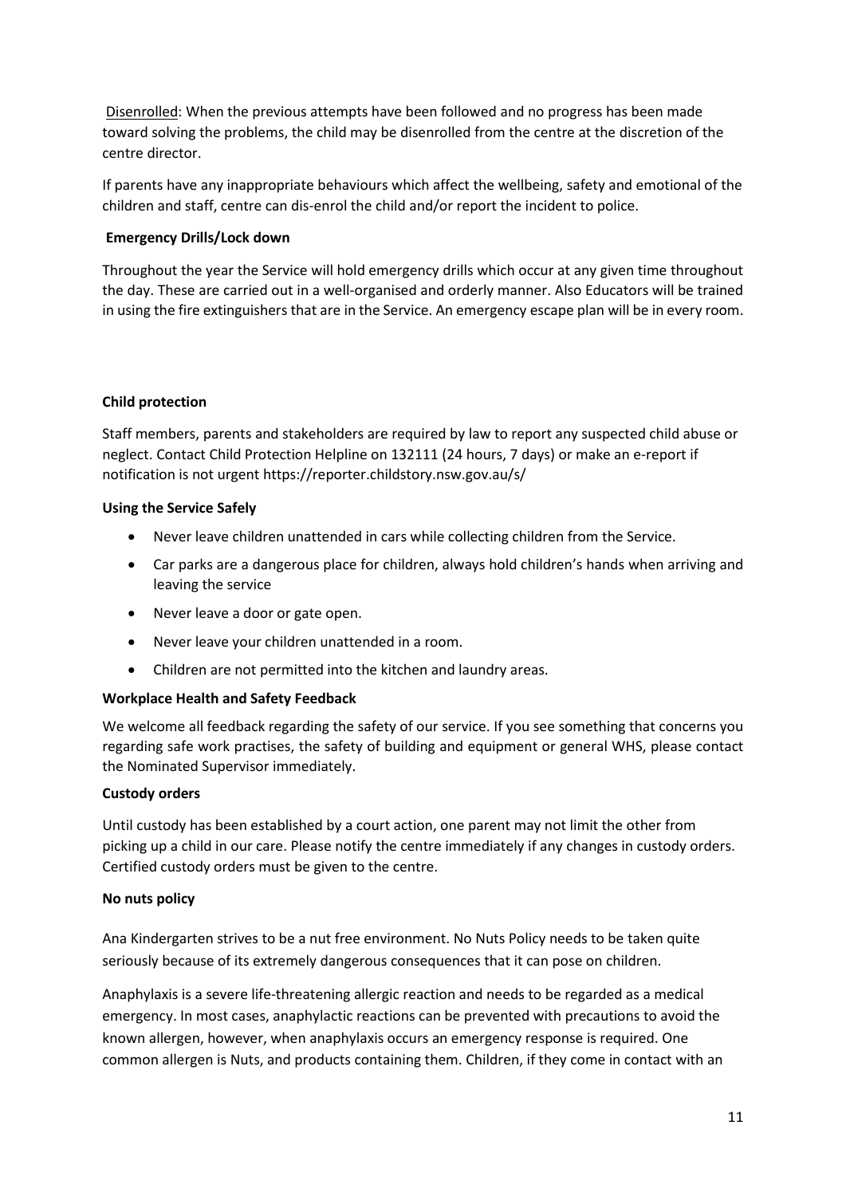Disenrolled: When the previous attempts have been followed and no progress has been made toward solving the problems, the child may be disenrolled from the centre at the discretion of the centre director.

If parents have any inappropriate behaviours which affect the wellbeing, safety and emotional of the children and staff, centre can dis-enrol the child and/or report the incident to police.

**Emergency Drills/Lock down**

Throughout the year the Service will hold emergency drills which occur at any given time throughout the day. These are carried out in a well-organised and orderly manner. Also Educators will be trained in using the fire extinguishers that are in the Service. An emergency escape plan will be in every room.

**Child protection**

Staff members, parents and stakeholders are required by law to report any suspected child abuse or neglect. Contact Child Protection Helpline on 132111 (24 hours, 7 days) or make an e-report if notification is not urgent https://reporter.childstory.nsw.gov.au/s/

**Using the Service Safely**

- Never leave children unattended in cars while collecting children from the Service.
- Car parks are a dangerous place for children, always hold children's hands when arriving and leaving the service
- Never leave a door or gate open.
- Never leave your children unattended in a room.
- Children are not permitted into the kitchen and laundry areas.

**Workplace Health and Safety Feedback**

We welcome all feedback regarding the safety of our service. If you see something that concerns you regarding safe work practises, the safety of building and equipment or general WHS, please contact the Nominated Supervisor immediately.

**Custody orders**

Until custody has been established by a court action, one parent may not limit the other from picking up a child in our care. Please notify the centre immediately if any changes in custody orders. Certified custody orders must be given to the centre.

**No nuts policy**

Ana Kindergarten strives to be a nut free environment. No Nuts Policy needs to be taken quite seriously because of its extremely dangerous consequences that it can pose on children.

Anaphylaxis is a severe life-threatening allergic reaction and needs to be regarded as a medical emergency. In most cases, anaphylactic reactions can be prevented with precautions to avoid the known allergen, however, when anaphylaxis occurs an emergency response is required. One common allergen is Nuts, and products containing them. Children, if they come in contact with an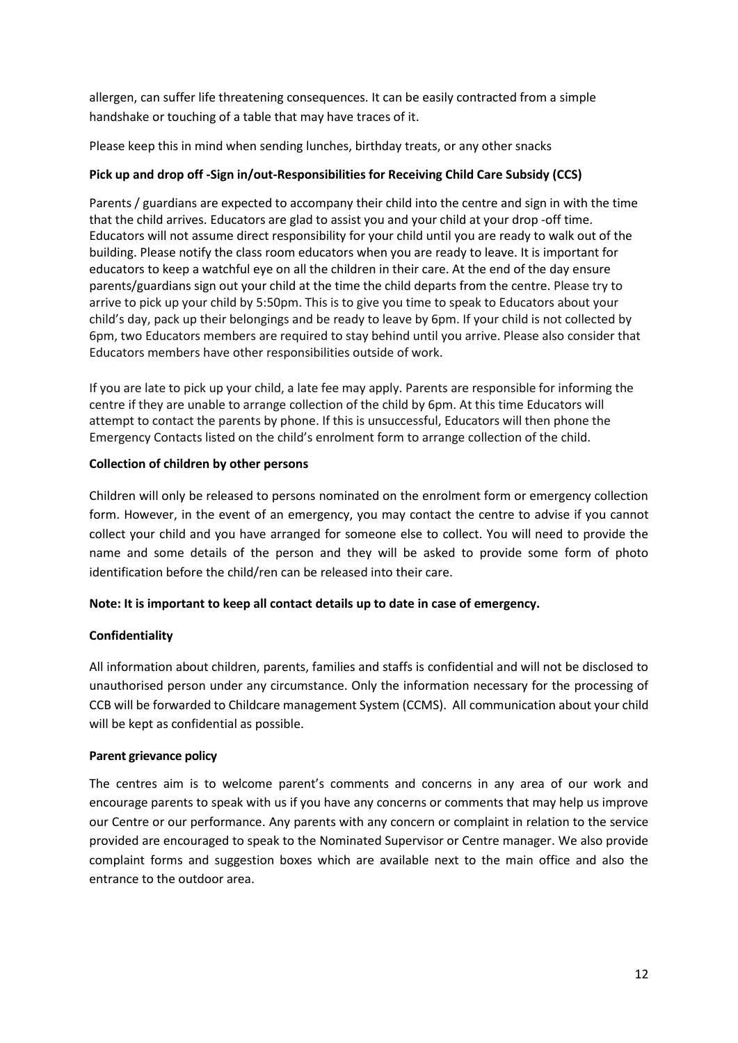allergen, can suffer life threatening consequences. It can be easily contracted from a simple handshake or touching of a table that may have traces of it.

Please keep this in mind when sending lunches, birthday treats, or any other snacks

**Pick up and drop off -Sign in/out-Responsibilities for Receiving Child Care Subsidy (CCS)**

Parents / guardians are expected to accompany their child into the centre and sign in with the time that the child arrives. Educators are glad to assist you and your child at your drop -off time. Educators will not assume direct responsibility for your child until you are ready to walk out of the building. Please notify the class room educators when you are ready to leave. It is important for educators to keep a watchful eye on all the children in their care. At the end of the day ensure parents/guardians sign out your child at the time the child departs from the centre. Please try to arrive to pick up your child by 5:50pm. This is to give you time to speak to Educators about your child's day, pack up their belongings and be ready to leave by 6pm. If your child is not collected by 6pm, two Educators members are required to stay behind until you arrive. Please also consider that Educators members have other responsibilities outside of work.

If you are late to pick up your child, a late fee may apply. Parents are responsible for informing the centre if they are unable to arrange collection of the child by 6pm. At this time Educators will attempt to contact the parents by phone. If this is unsuccessful, Educators will then phone the Emergency Contacts listed on the child's enrolment form to arrange collection of the child.

**Collection of children by other persons**

Children will only be released to persons nominated on the enrolment form or emergency collection form. However, in the event of an emergency, you may contact the centre to advise if you cannot collect your child and you have arranged for someone else to collect. You will need to provide the name and some details of the person and they will be asked to provide some form of photo identification before the child/ren can be released into their care.

**Note: It is important to keep all contact details up to date in case of emergency.**

**Confidentiality**

All information about children, parents, families and staffs is confidential and will not be disclosed to unauthorised person under any circumstance. Only the information necessary for the processing of CCB will be forwarded to Childcare management System (CCMS). All communication about your child will be kept as confidential as possible.

**Parent grievance policy**

The centres aim is to welcome parent's comments and concerns in any area of our work and encourage parents to speak with us if you have any concerns or comments that may help us improve our Centre or our performance. Any parents with any concern or complaint in relation to the service provided are encouraged to speak to the Nominated Supervisor or Centre manager. We also provide complaint forms and suggestion boxes which are available next to the main office and also the entrance to the outdoor area.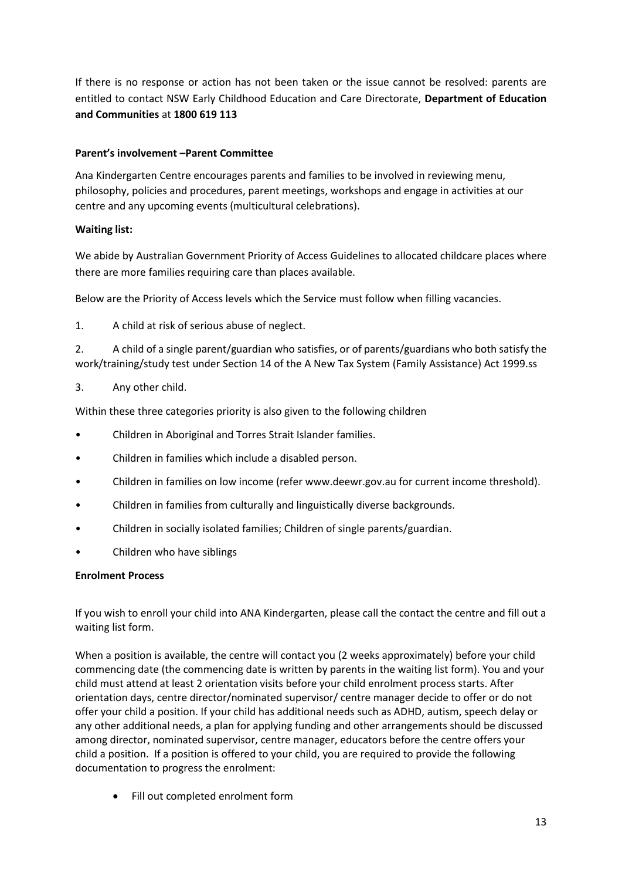If there is no response or action has not been taken or the issue cannot be resolved: parents are entitled to contact NSW Early Childhood Education and Care Directorate, **Department of Education and Communities** at **1800 619 113**

**Parent's involvement –Parent Committee**

Ana Kindergarten Centre encourages parents and families to be involved in reviewing menu, philosophy, policies and procedures, parent meetings, workshops and engage in activities at our centre and any upcoming events (multicultural celebrations).

**Waiting list:**

We abide by Australian Government Priority of Access Guidelines to allocated childcare places where there are more families requiring care than places available.

Below are the Priority of Access levels which the Service must follow when filling vacancies.

1. A child at risk of serious abuse of neglect.
2. A child of a single parent/guardian who satisfies, or of parents/guardians who both satisfy the work/training/study test under Section 14 of the A New Tax System (Family Assistance) Act 1999.ss
3. Any other child.

Within these three categories priority is also given to the following children

- Children in Aboriginal and Torres Strait Islander families.
- Children in families which include a disabled person.
- Children in families on low income (refer www.deewr.gov.au for current income threshold).
- Children in families from culturally and linguistically diverse backgrounds.
- Children in socially isolated families; Children of single parents/guardian.
- Children who have siblings

**Enrolment Process**

If you wish to enroll your child into ANA Kindergarten, please call the contact the centre and fill out a waiting list form.

When a position is available, the centre will contact you (2 weeks approximately) before your child commencing date (the commencing date is written by parents in the waiting list form). You and your child must attend at least 2 orientation visits before your child enrolment process starts. After orientation days, centre director/nominated supervisor/ centre manager decide to offer or do not offer your child a position. If your child has additional needs such as ADHD, autism, speech delay or any other additional needs, a plan for applying funding and other arrangements should be discussed among director, nominated supervisor, centre manager, educators before the centre offers your child a position. If a position is offered to your child, you are required to provide the following documentation to progress the enrolment:

- Fill out completed enrolment form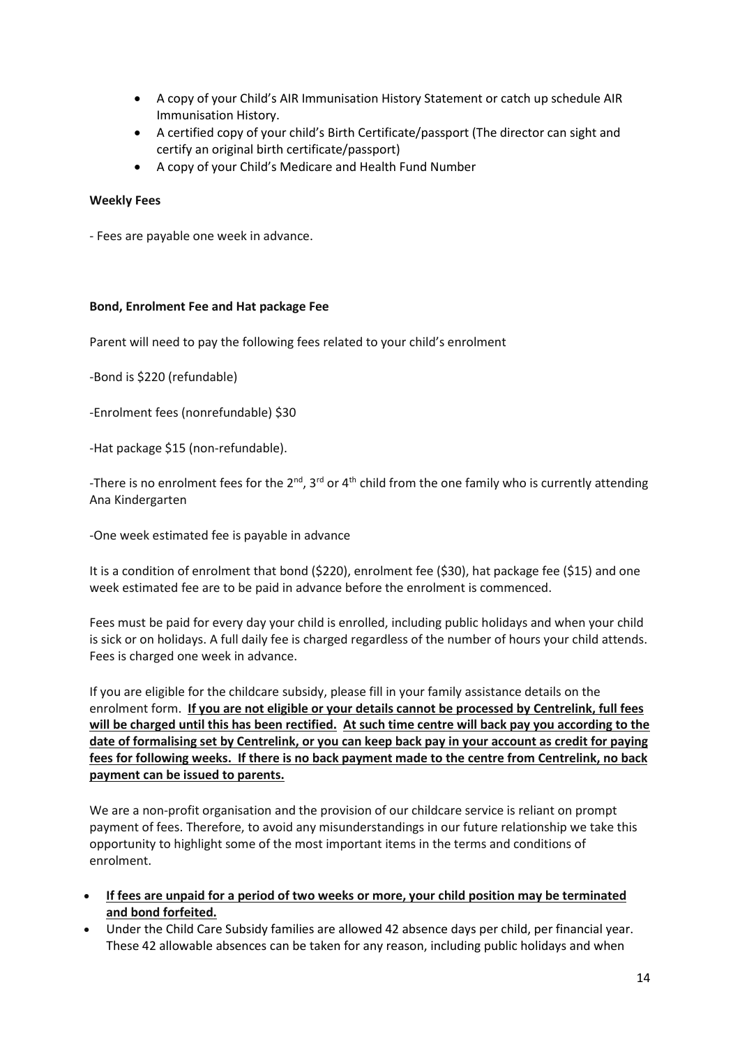- A copy of your Child's AIR Immunisation History Statement or catch up schedule AIR Immunisation History.
- A certified copy of your child's Birth Certificate/passport (The director can sight and certify an original birth certificate/passport)
- A copy of your Child's Medicare and Health Fund Number

**Weekly Fees**

- Fees are payable one week in advance.

**Bond, Enrolment Fee and Hat package Fee**

Parent will need to pay the following fees related to your child's enrolment

-Bond is $220 (refundable)

-Enrolment fees (nonrefundable) $30

-Hat package $15 (non-refundable).

-There is no enrolment fees for the 2nd, 3rd or 4th child from the one family who is currently attending Ana Kindergarten

-One week estimated fee is payable in advance

It is a condition of enrolment that bond ($220), enrolment fee ($30), hat package fee ($15) and one week estimated fee are to be paid in advance before the enrolment is commenced.

Fees must be paid for every day your child is enrolled, including public holidays and when your child is sick or on holidays. A full daily fee is charged regardless of the number of hours your child attends. Fees is charged one week in advance.

If you are eligible for the childcare subsidy, please fill in your family assistance details on the enrolment form. **If you are not eligible or your details cannot be processed by Centrelink, full fees will be charged until this has been rectified. At such time centre will back pay you according to the date of formalising set by Centrelink, or you can keep back pay in your account as credit for paying fees for following weeks. If there is no back payment made to the centre from Centrelink, no back payment can be issued to parents.**

We are a non-profit organisation and the provision of our childcare service is reliant on prompt payment of fees. Therefore, to avoid any misunderstandings in our future relationship we take this opportunity to highlight some of the most important items in the terms and conditions of enrolment.

- **If fees are unpaid for a period of two weeks or more, your child position may be terminated and bond forfeited.**
- Under the Child Care Subsidy families are allowed 42 absence days per child, per financial year. These 42 allowable absences can be taken for any reason, including public holidays and when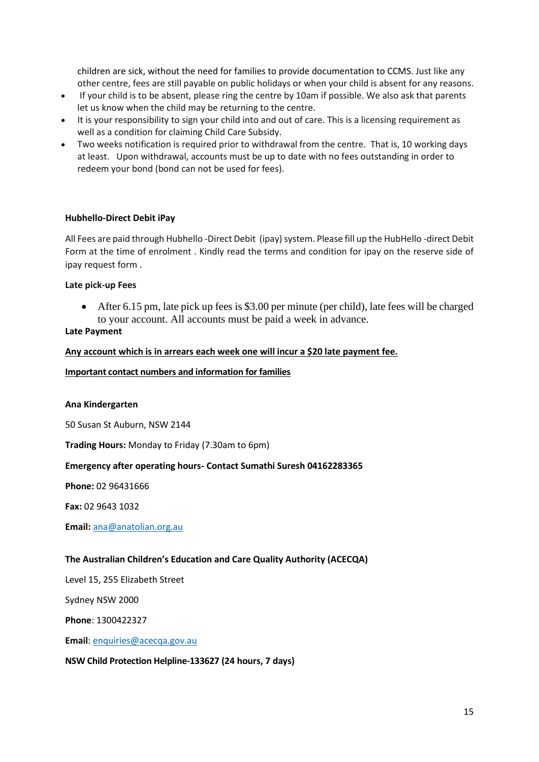children are sick, without the need for families to provide documentation to CCMS. Just like any other centre, fees are still payable on public holidays or when your child is absent for any reasons.

- If your child is to be absent, please ring the centre by 10am if possible. We also ask that parents let us know when the child may be returning to the centre.
- It is your responsibility to sign your child into and out of care. This is a licensing requirement as well as a condition for claiming Child Care Subsidy.
- Two weeks notification is required prior to withdrawal from the centre. That is, 10 working days at least. Upon withdrawal, accounts must be up to date with no fees outstanding in order to redeem your bond (bond can not be used for fees).

**Hubhello-Direct Debit iPay**

All Fees are paid through Hubhello -Direct Debit (ipay) system. Please fill up the HubHello -direct Debit Form at the time of enrolment . Kindly read the terms and condition for ipay on the reserve side of ipay request form .

**Late pick-up Fees**

- After 6.15 pm, late pick up fees is $3.00 per minute (per child), late fees will be charged to your account. All accounts must be paid a week in advance.

**Late Payment**

**<u>Any account which is in arrears each week one will incur a $20 late payment fee.</u>**

**<u>Important contact numbers and information for families</u>**

**Ana Kindergarten**

50 Susan St Auburn, NSW 2144

**Trading Hours:** Monday to Friday (7.30am to 6pm)

**Emergency after operating hours- Contact Sumathi Suresh 04162283365**

**Phone:** 02 96431666

**Fax:** 02 9643 1032

**Email:** ana@anatolian.org.au

**The Australian Children's Education and Care Quality Authority (ACECQA)**

Level 15, 255 Elizabeth Street

Sydney NSW 2000

**Phone**: 1300422327

**Email**: enquiries@acecqa.gov.au

**NSW Child Protection Helpline-133627 (24 hours, 7 days)**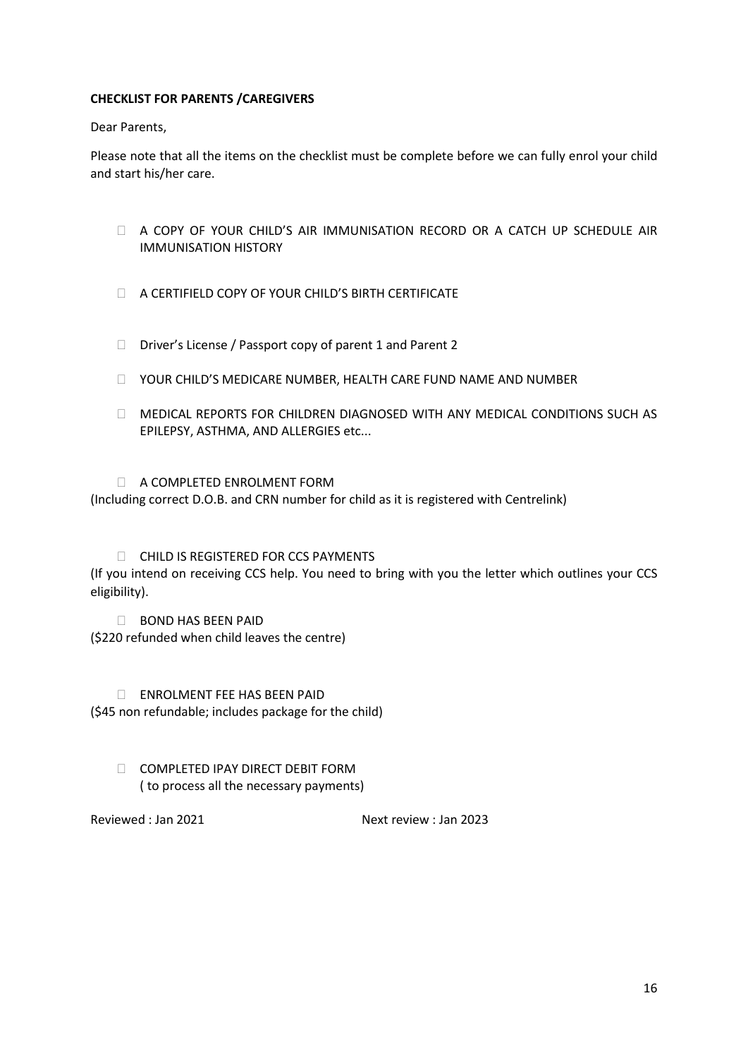**CHECKLIST FOR PARENTS /CAREGIVERS**

Dear Parents,

Please note that all the items on the checklist must be complete before we can fully enrol your child and start his/her care.

- A COPY OF YOUR CHILD'S AIR IMMUNISATION RECORD OR A CATCH UP SCHEDULE AIR IMMUNISATION HISTORY
- A CERTIFIELD COPY OF YOUR CHILD'S BIRTH CERTIFICATE
- Driver's License / Passport copy of parent 1 and Parent 2
- YOUR CHILD'S MEDICARE NUMBER, HEALTH CARE FUND NAME AND NUMBER
- MEDICAL REPORTS FOR CHILDREN DIAGNOSED WITH ANY MEDICAL CONDITIONS SUCH AS EPILEPSY, ASTHMA, AND ALLERGIES etc...
- A COMPLETED ENROLMENT FORM

(Including correct D.O.B. and CRN number for child as it is registered with Centrelink)

- CHILD IS REGISTERED FOR CCS PAYMENTS

(If you intend on receiving CCS help. You need to bring with you the letter which outlines your CCS eligibility).

- BOND HAS BEEN PAID

($220 refunded when child leaves the centre)

- ENROLMENT FEE HAS BEEN PAID

($45 non refundable; includes package for the child)

- COMPLETED IPAY DIRECT DEBIT FORM
  ( to process all the necessary payments)

Reviewed : Jan 2021 Next review : Jan 2023